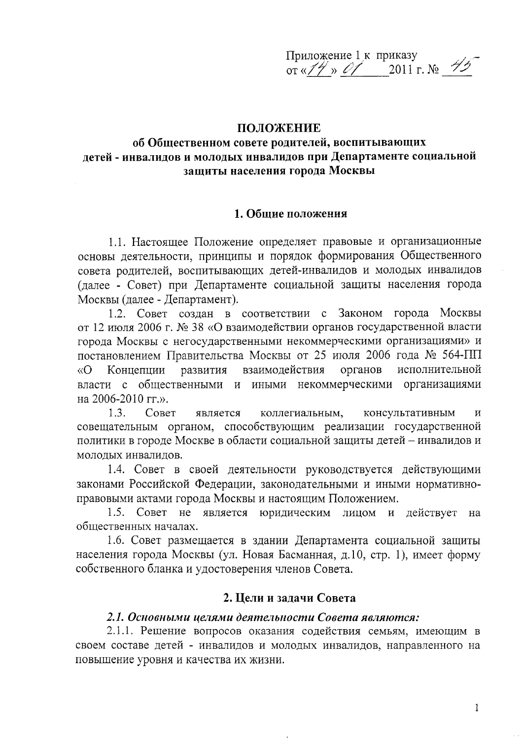Приложение 1 к приказу
от «14» 01 2011 г. № 45

# ПОЛОЖЕНИЕ
## об Общественном совете родителей, воспитывающих детей - инвалидов и молодых инвалидов при Департаменте социальной защиты населения города Москвы

### 1. Общие положения

1.1. Настоящее Положение определяет правовые и организационные основы деятельности, принципы и порядок формирования Общественного совета родителей, воспитывающих детей-инвалидов и молодых инвалидов (далее - Совет) при Департаменте социальной защиты населения города Москвы (далее - Департамент).

1.2. Совет создан в соответствии с Законом города Москвы от 12 июля 2006 г. № 38 «О взаимодействии органов государственной власти города Москвы с негосударственными некоммерческими организациями» и постановлением Правительства Москвы от 25 июля 2006 года № 564-ПП «О Концепции развития взаимодействия органов исполнительной власти с общественными и иными некоммерческими организациями на 2006-2010 гг.».

1.3. Совет является коллегиальным, консультативным и совещательным органом, способствующим реализации государственной политики в городе Москве в области социальной защиты детей – инвалидов и молодых инвалидов.

1.4. Совет в своей деятельности руководствуется действующими законами Российской Федерации, законодательными и иными нормативно-правовыми актами города Москвы и настоящим Положением.

1.5. Совет не является юридическим лицом и действует на общественных началах.

1.6. Совет размещается в здании Департамента социальной защиты населения города Москвы (ул. Новая Басманная, д.10, стр. 1), имеет форму собственного бланка и удостоверения членов Совета.

### 2. Цели и задачи Совета

***2.1. Основными целями деятельности Совета являются:***

2.1.1. Решение вопросов оказания содействия семьям, имеющим в своем составе детей - инвалидов и молодых инвалидов, направленного на повышение уровня и качества их жизни.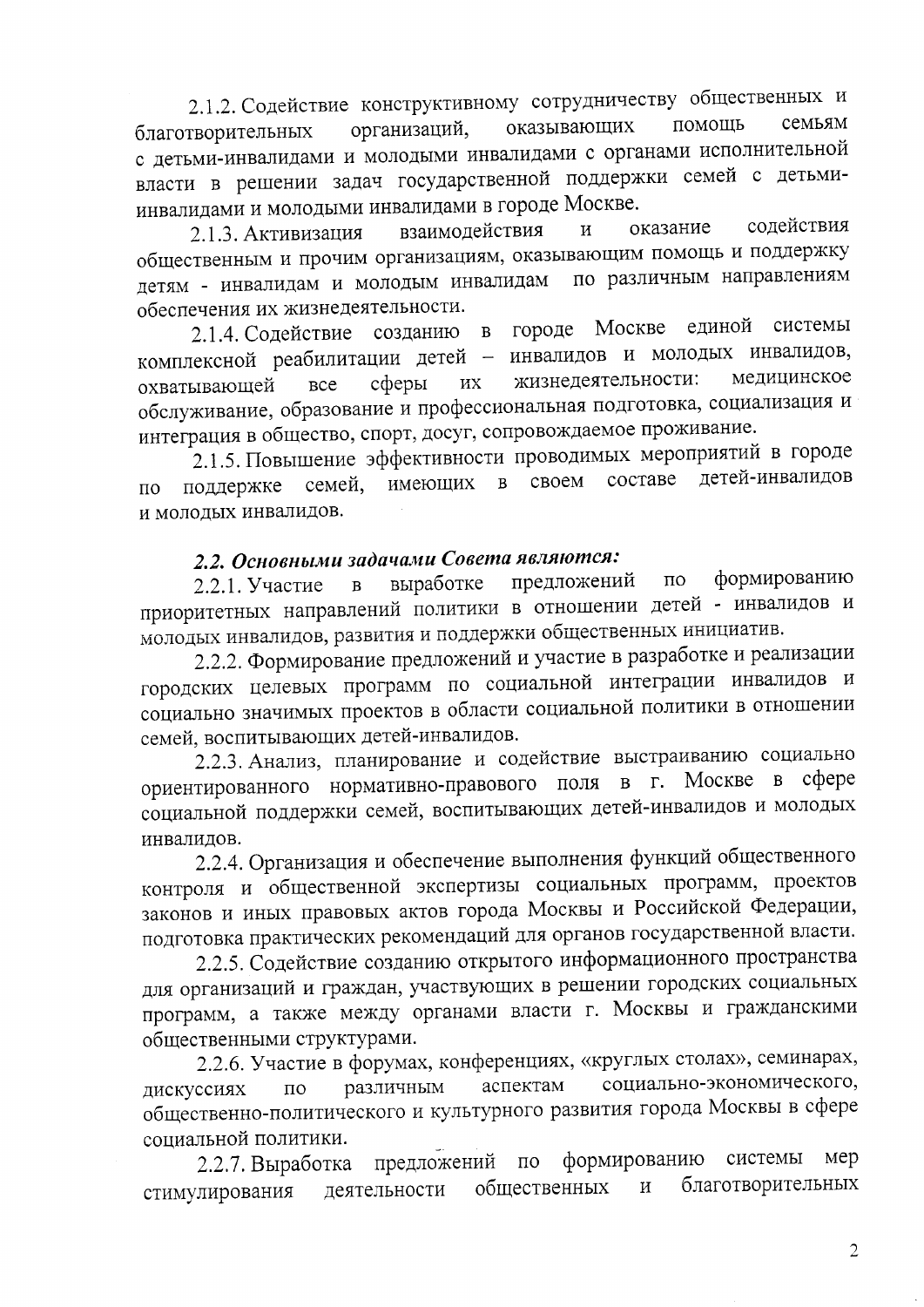2.1.2. Содействие конструктивному сотрудничеству общественных и благотворительных организаций, оказывающих помощь семьям с детьми-инвалидами и молодыми инвалидами с органами исполнительной власти в решении задач государственной поддержки семей с детьми-инвалидами и молодыми инвалидами в городе Москве.

2.1.3. Активизация взаимодействия и оказание содействия общественным и прочим организациям, оказывающим помощь и поддержку детям - инвалидам и молодым инвалидам по различным направлениям обеспечения их жизнедеятельности.

2.1.4. Содействие созданию в городе Москве единой системы комплексной реабилитации детей – инвалидов и молодых инвалидов, охватывающей все сферы их жизнедеятельности: медицинское обслуживание, образование и профессиональная подготовка, социализация и интеграция в общество, спорт, досуг, сопровождаемое проживание.

2.1.5. Повышение эффективности проводимых мероприятий в городе по поддержке семей, имеющих в своем составе детей-инвалидов и молодых инвалидов.

### *2.2. Основными задачами Совета являются:*

2.2.1. Участие в выработке предложений по формированию приоритетных направлений политики в отношении детей - инвалидов и молодых инвалидов, развития и поддержки общественных инициатив.

2.2.2. Формирование предложений и участие в разработке и реализации городских целевых программ по социальной интеграции инвалидов и социально значимых проектов в области социальной политики в отношении семей, воспитывающих детей-инвалидов.

2.2.3. Анализ, планирование и содействие выстраиванию социально ориентированного нормативно-правового поля в г. Москве в сфере социальной поддержки семей, воспитывающих детей-инвалидов и молодых инвалидов.

2.2.4. Организация и обеспечение выполнения функций общественного контроля и общественной экспертизы социальных программ, проектов законов и иных правовых актов города Москвы и Российской Федерации, подготовка практических рекомендаций для органов государственной власти.

2.2.5. Содействие созданию открытого информационного пространства для организаций и граждан, участвующих в решении городских социальных программ, а также между органами власти г. Москвы и гражданскими общественными структурами.

2.2.6. Участие в форумах, конференциях, «круглых столах», семинарах, дискуссиях по различным аспектам социально-экономического, общественно-политического и культурного развития города Москвы в сфере социальной политики.

2.2.7. Выработка предложений по формированию системы мер стимулирования деятельности общественных и благотворительных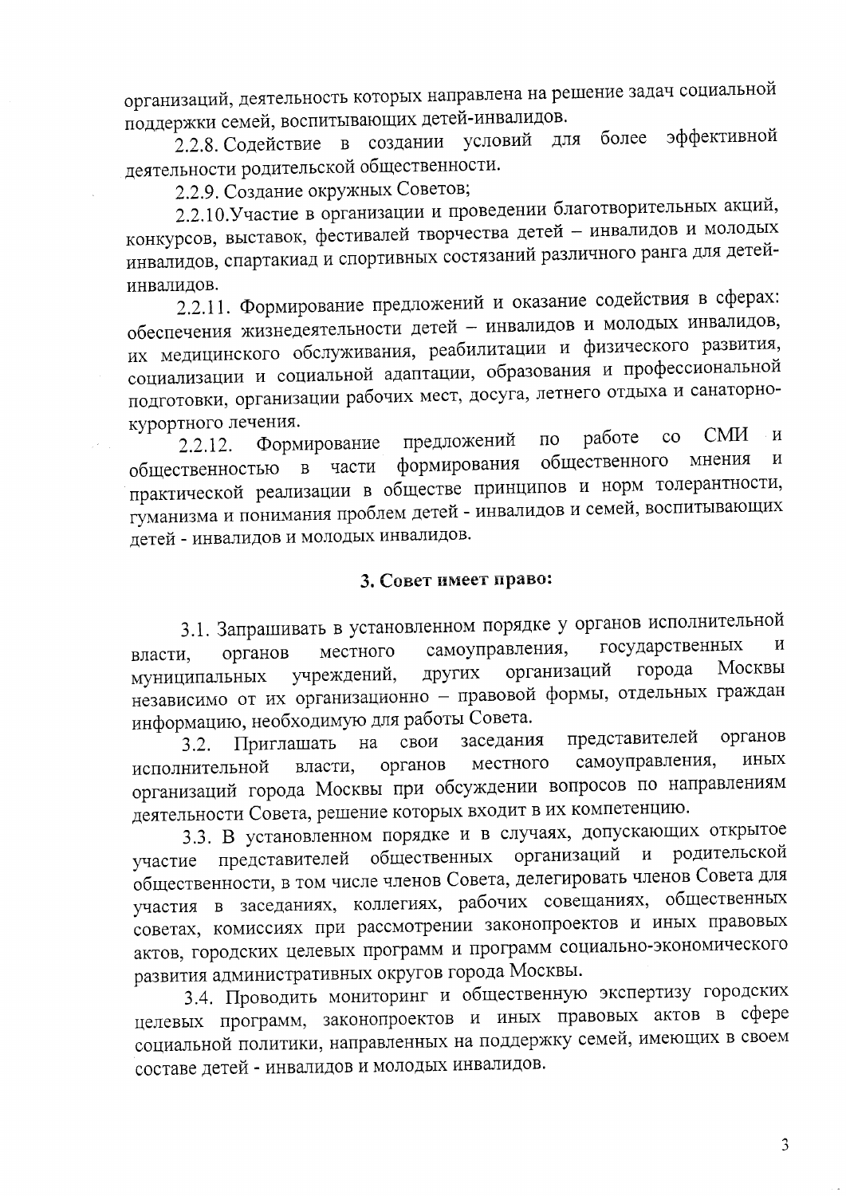организаций, деятельность которых направлена на решение задач социальной поддержки семей, воспитывающих детей-инвалидов.

2.2.8. Содействие в создании условий для более эффективной деятельности родительской общественности.

2.2.9. Создание окружных Советов;

2.2.10.Участие в организации и проведении благотворительных акций, конкурсов, выставок, фестивалей творчества детей – инвалидов и молодых инвалидов, спартакиад и спортивных состязаний различного ранга для детей-инвалидов.

2.2.11. Формирование предложений и оказание содействия в сферах: обеспечения жизнедеятельности детей – инвалидов и молодых инвалидов, их медицинского обслуживания, реабилитации и физического развития, социализации и социальной адаптации, образования и профессиональной подготовки, организации рабочих мест, досуга, летнего отдыха и санаторно-курортного лечения.

2.2.12. Формирование предложений по работе со СМИ и общественностью в части формирования общественного мнения и практической реализации в обществе принципов и норм толерантности, гуманизма и понимания проблем детей - инвалидов и семей, воспитывающих детей - инвалидов и молодых инвалидов.

## 3. Совет имеет право:

3.1. Запрашивать в установленном порядке у органов исполнительной власти, органов местного самоуправления, государственных и муниципальных учреждений, других организаций города Москвы независимо от их организационно – правовой формы, отдельных граждан информацию, необходимую для работы Совета.

3.2. Приглашать на свои заседания представителей органов исполнительной власти, органов местного самоуправления, иных организаций города Москвы при обсуждении вопросов по направлениям деятельности Совета, решение которых входит в их компетенцию.

3.3. В установленном порядке и в случаях, допускающих открытое участие представителей общественных организаций и родительской общественности, в том числе членов Совета, делегировать членов Совета для участия в заседаниях, коллегиях, рабочих совещаниях, общественных советах, комиссиях при рассмотрении законопроектов и иных правовых актов, городских целевых программ и программ социально-экономического развития административных округов города Москвы.

3.4. Проводить мониторинг и общественную экспертизу городских целевых программ, законопроектов и иных правовых актов в сфере социальной политики, направленных на поддержку семей, имеющих в своем составе детей - инвалидов и молодых инвалидов.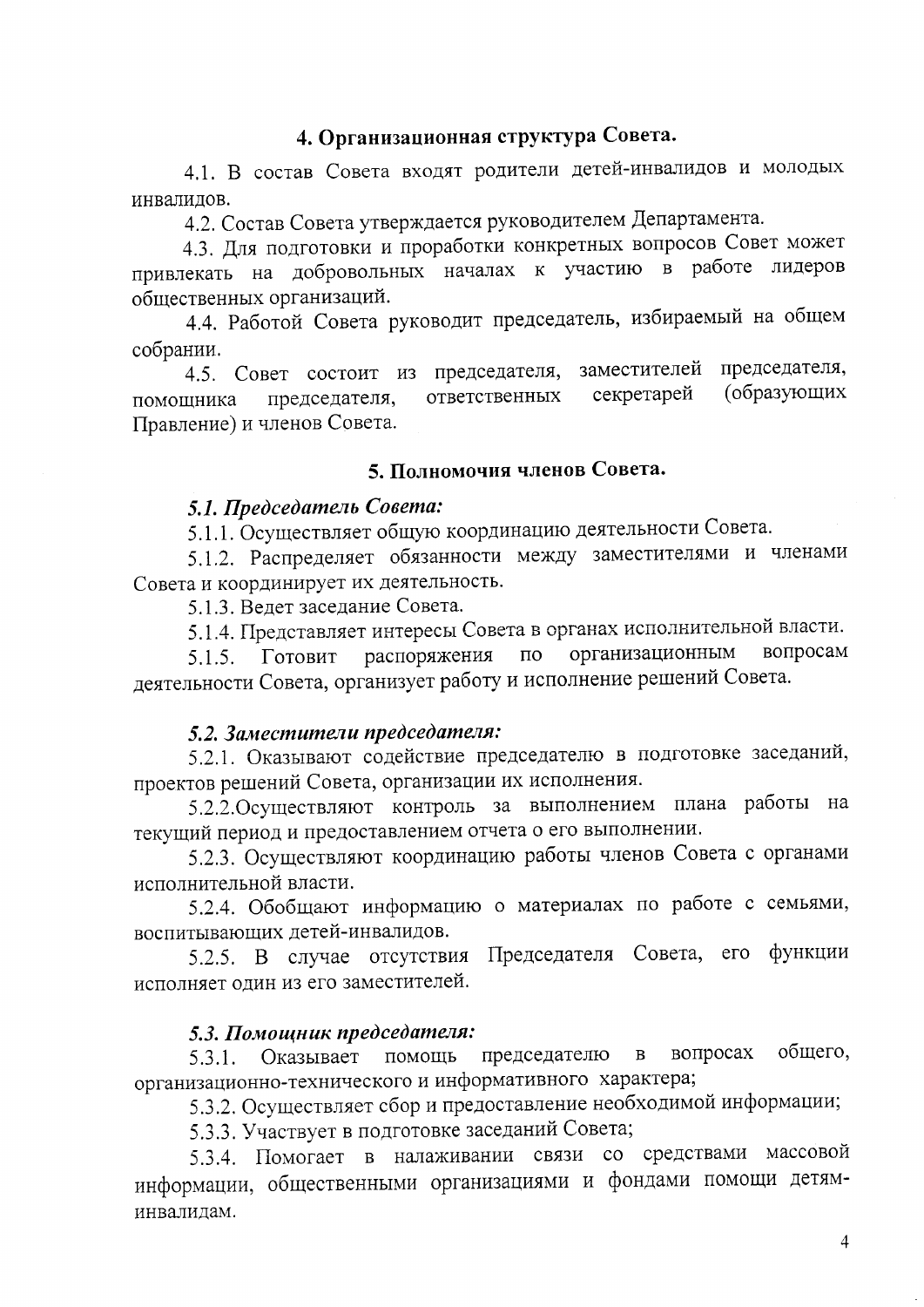## 4. Организационная структура Совета.

4.1. В состав Совета входят родители детей-инвалидов и молодых инвалидов.

4.2. Состав Совета утверждается руководителем Департамента.

4.3. Для подготовки и проработки конкретных вопросов Совет может привлекать на добровольных началах к участию в работе лидеров общественных организаций.

4.4. Работой Совета руководит председатель, избираемый на общем собрании.

4.5. Совет состоит из председателя, заместителей председателя, помощника председателя, ответственных секретарей (образующих Правление) и членов Совета.

## 5. Полномочия членов Совета.

### *5.1. Председатель Совета:*

5.1.1. Осуществляет общую координацию деятельности Совета.

5.1.2. Распределяет обязанности между заместителями и членами Совета и координирует их деятельность.

5.1.3. Ведет заседание Совета.

5.1.4. Представляет интересы Совета в органах исполнительной власти.

5.1.5. Готовит распоряжения по организационным вопросам деятельности Совета, организует работу и исполнение решений Совета.

### *5.2. Заместители председателя:*

5.2.1. Оказывают содействие председателю в подготовке заседаний, проектов решений Совета, организации их исполнения.

5.2.2.Осуществляют контроль за выполнением плана работы на текущий период и предоставлением отчета о его выполнении.

5.2.3. Осуществляют координацию работы членов Совета с органами исполнительной власти.

5.2.4. Обобщают информацию о материалах по работе с семьями, воспитывающих детей-инвалидов.

5.2.5. В случае отсутствия Председателя Совета, его функции исполняет один из его заместителей.

### *5.3. Помощник председателя:*

5.3.1. Оказывает помощь председателю в вопросах общего, организационно-технического и информативного характера;

5.3.2. Осуществляет сбор и предоставление необходимой информации;

5.3.3. Участвует в подготовке заседаний Совета;

5.3.4. Помогает в налаживании связи со средствами массовой информации, общественными организациями и фондами помощи детям-инвалидам.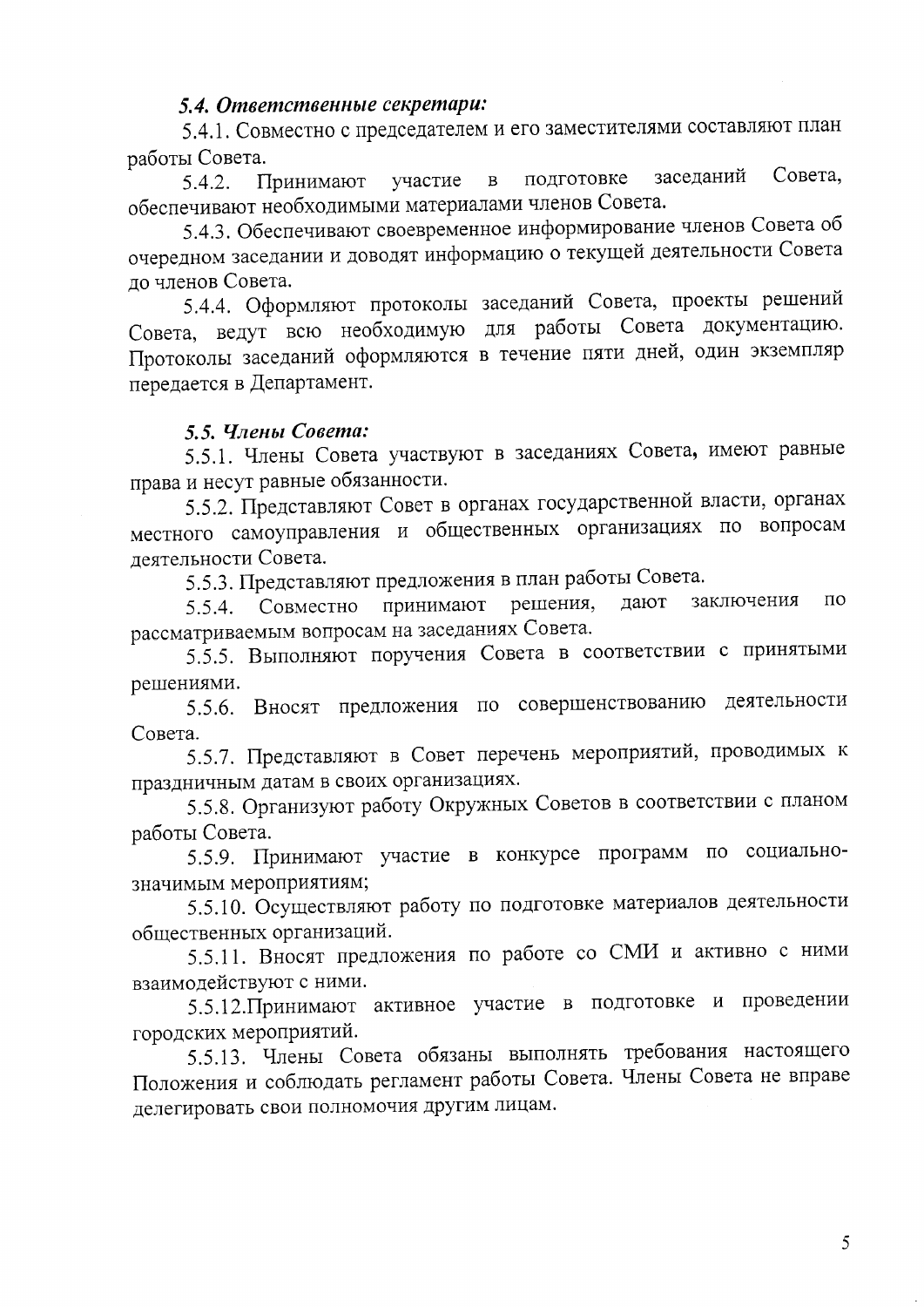***5.4. Ответственные секретари:***

5.4.1. Совместно с председателем и его заместителями составляют план работы Совета.

5.4.2. Принимают участие в подготовке заседаний Совета, обеспечивают необходимыми материалами членов Совета.

5.4.3. Обеспечивают своевременное информирование членов Совета об очередном заседании и доводят информацию о текущей деятельности Совета до членов Совета.

5.4.4. Оформляют протоколы заседаний Совета, проекты решений Совета, ведут всю необходимую для работы Совета документацию. Протоколы заседаний оформляются в течение пяти дней, один экземпляр передается в Департамент.

***5.5. Члены Совета:***

5.5.1. Члены Совета участвуют в заседаниях Совета, имеют равные права и несут равные обязанности.

5.5.2. Представляют Совет в органах государственной власти, органах местного самоуправления и общественных организациях по вопросам деятельности Совета.

5.5.3. Представляют предложения в план работы Совета.

5.5.4. Совместно принимают решения, дают заключения по рассматриваемым вопросам на заседаниях Совета.

5.5.5. Выполняют поручения Совета в соответствии с принятыми решениями.

5.5.6. Вносят предложения по совершенствованию деятельности Совета.

5.5.7. Представляют в Совет перечень мероприятий, проводимых к праздничным датам в своих организациях.

5.5.8. Организуют работу Окружных Советов в соответствии с планом работы Совета.

5.5.9. Принимают участие в конкурсе программ по социально-значимым мероприятиям;

5.5.10. Осуществляют работу по подготовке материалов деятельности общественных организаций.

5.5.11. Вносят предложения по работе со СМИ и активно с ними взаимодействуют с ними.

5.5.12.Принимают активное участие в подготовке и проведении городских мероприятий.

5.5.13. Члены Совета обязаны выполнять требования настоящего Положения и соблюдать регламент работы Совета. Члены Совета не вправе делегировать свои полномочия другим лицам.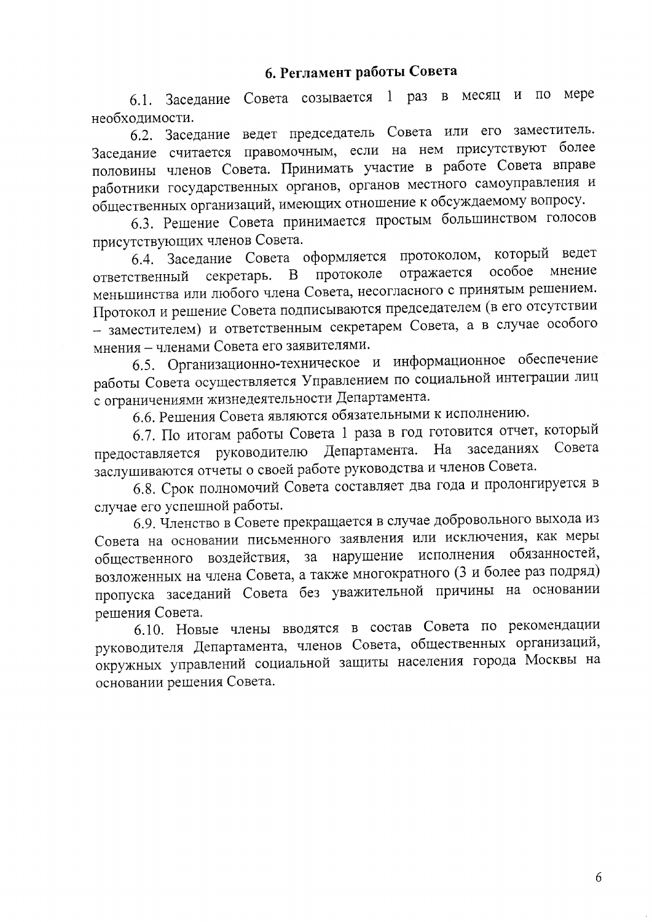## 6. Регламент работы Совета

6.1. Заседание Совета созывается 1 раз в месяц и по мере необходимости.

6.2. Заседание ведет председатель Совета или его заместитель. Заседание считается правомочным, если на нем присутствуют более половины членов Совета. Принимать участие в работе Совета вправе работники государственных органов, органов местного самоуправления и общественных организаций, имеющих отношение к обсуждаемому вопросу.

6.3. Решение Совета принимается простым большинством голосов присутствующих членов Совета.

6.4. Заседание Совета оформляется протоколом, который ведет ответственный секретарь. В протоколе отражается особое мнение меньшинства или любого члена Совета, несогласного с принятым решением. Протокол и решение Совета подписываются председателем (в его отсутствии – заместителем) и ответственным секретарем Совета, а в случае особого мнения – членами Совета его заявителями.

6.5. Организационно-техническое и информационное обеспечение работы Совета осуществляется Управлением по социальной интеграции лиц с ограничениями жизнедеятельности Департамента.

6.6. Решения Совета являются обязательными к исполнению.

6.7. По итогам работы Совета 1 раза в год готовится отчет, который предоставляется руководителю Департамента. На заседаниях Совета заслушиваются отчеты о своей работе руководства и членов Совета.

6.8. Срок полномочий Совета составляет два года и пролонгируется в случае его успешной работы.

6.9. Членство в Совете прекращается в случае добровольного выхода из Совета на основании письменного заявления или исключения, как меры общественного воздействия, за нарушение исполнения обязанностей, возложенных на члена Совета, а также многократного (3 и более раз подряд) пропуска заседаний Совета без уважительной причины на основании решения Совета.

6.10. Новые члены вводятся в состав Совета по рекомендации руководителя Департамента, членов Совета, общественных организаций, окружных управлений социальной защиты населения города Москвы на основании решения Совета.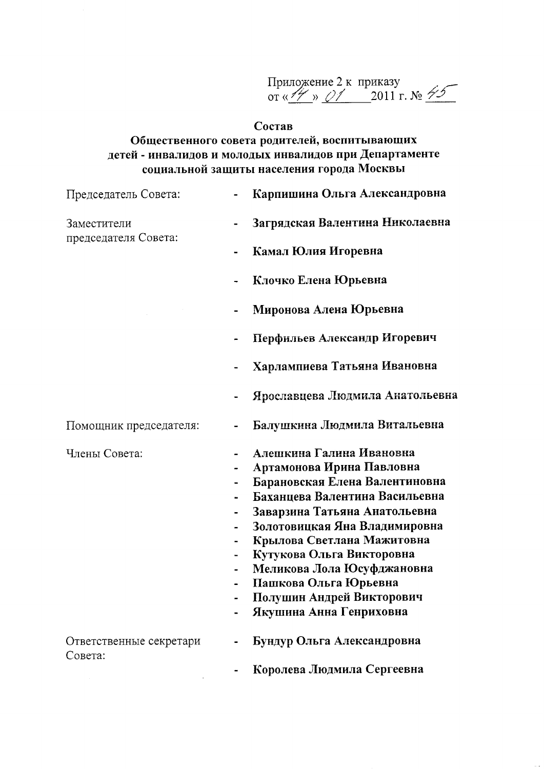Приложение 2 к приказу
от «14» 01 2011 г. № 45

**Состав**
**Общественного совета родителей, воспитывающих детей - инвалидов и молодых инвалидов при Департаменте социальной защиты населения города Москвы**

| | |
|---|---|
| Председатель Совета: | - **Карпишина Ольга Александровна** |
| Заместители председателя Совета: | - **Загрядская Валентина Николаевна** |
| | - **Камал Юлия Игоревна** |
| | - **Клочко Елена Юрьевна** |
| | - **Миронова Алена Юрьевна** |
| | - **Перфильев Александр Игоревич** |
| | - **Харлампиева Татьяна Ивановна** |
| | - **Ярославцева Людмила Анатольевна** |
| Помощник председателя: | - **Балушкина Людмила Витальевна** |
| Члены Совета: | - **Алешкина Галина Ивановна** |
| | - **Артамонова Ирина Павловна** |
| | - **Барановская Елена Валентиновна** |
| | - **Баханцева Валентина Васильевна** |
| | - **Заварзина Татьяна Анатольевна** |
| | - **Золотовицкая Яна Владимировна** |
| | - **Крылова Светлана Мажитовна** |
| | - **Кутукова Ольга Викторовна** |
| | - **Меликова Лола Юсуфджановна** |
| | - **Пашкова Ольга Юрьевна** |
| | - **Полушин Андрей Викторович** |
| | - **Якушина Анна Генриховна** |
| Ответственные секретари Совета: | - **Бундур Ольга Александровна** |
| | - **Королева Людмила Сергеевна** |